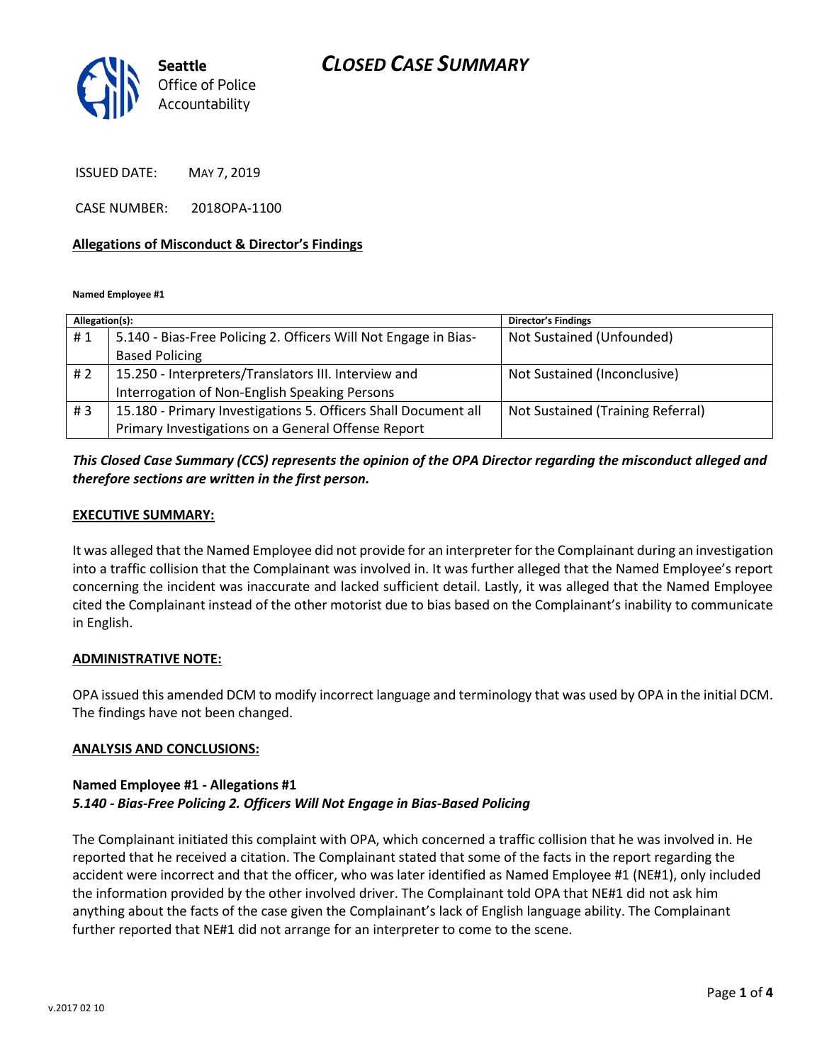Seattle Office of Police Accountability

# CLOSED CASE SUMMARY

ISSUED DATE: MAY 7, 2019

CASE NUMBER: 2018OPA-1100

## Allegations of Misconduct & Director's Findings

**Named Employee #1**

| Allegation(s): | | Director's Findings |
|---|---|---|
| # 1 | 5.140 - Bias-Free Policing 2. Officers Will Not Engage in Bias-Based Policing | Not Sustained (Unfounded) |
| # 2 | 15.250 - Interpreters/Translators III. Interview and Interrogation of Non-English Speaking Persons | Not Sustained (Inconclusive) |
| # 3 | 15.180 - Primary Investigations 5. Officers Shall Document all Primary Investigations on a General Offense Report | Not Sustained (Training Referral) |

***This Closed Case Summary (CCS) represents the opinion of the OPA Director regarding the misconduct alleged and therefore sections are written in the first person.***

## EXECUTIVE SUMMARY:

It was alleged that the Named Employee did not provide for an interpreter for the Complainant during an investigation into a traffic collision that the Complainant was involved in. It was further alleged that the Named Employee's report concerning the incident was inaccurate and lacked sufficient detail. Lastly, it was alleged that the Named Employee cited the Complainant instead of the other motorist due to bias based on the Complainant's inability to communicate in English.

## ADMINISTRATIVE NOTE:

OPA issued this amended DCM to modify incorrect language and terminology that was used by OPA in the initial DCM. The findings have not been changed.

## ANALYSIS AND CONCLUSIONS:

**Named Employee #1 - Allegations #1**
***5.140 - Bias-Free Policing 2. Officers Will Not Engage in Bias-Based Policing***

The Complainant initiated this complaint with OPA, which concerned a traffic collision that he was involved in. He reported that he received a citation. The Complainant stated that some of the facts in the report regarding the accident were incorrect and that the officer, who was later identified as Named Employee #1 (NE#1), only included the information provided by the other involved driver. The Complainant told OPA that NE#1 did not ask him anything about the facts of the case given the Complainant's lack of English language ability. The Complainant further reported that NE#1 did not arrange for an interpreter to come to the scene.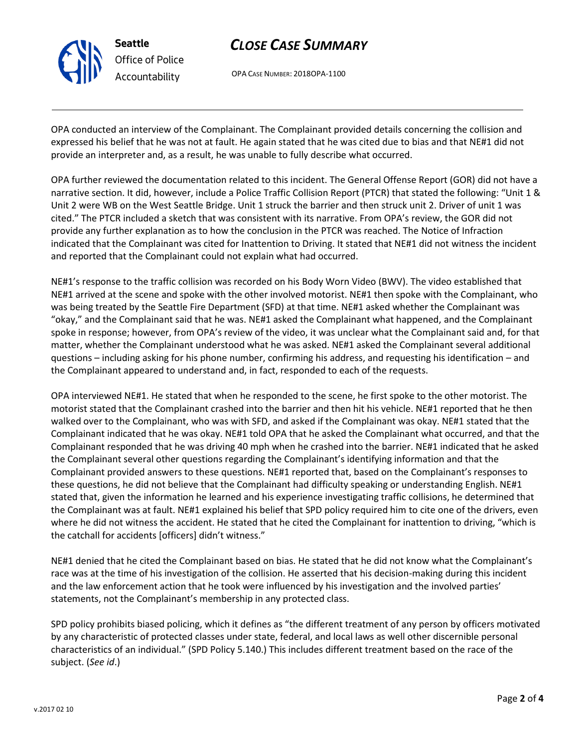OPA conducted an interview of the Complainant. The Complainant provided details concerning the collision and expressed his belief that he was not at fault. He again stated that he was cited due to bias and that NE#1 did not provide an interpreter and, as a result, he was unable to fully describe what occurred.

OPA further reviewed the documentation related to this incident. The General Offense Report (GOR) did not have a narrative section. It did, however, include a Police Traffic Collision Report (PTCR) that stated the following: "Unit 1 & Unit 2 were WB on the West Seattle Bridge. Unit 1 struck the barrier and then struck unit 2. Driver of unit 1 was cited." The PTCR included a sketch that was consistent with its narrative. From OPA's review, the GOR did not provide any further explanation as to how the conclusion in the PTCR was reached. The Notice of Infraction indicated that the Complainant was cited for Inattention to Driving. It stated that NE#1 did not witness the incident and reported that the Complainant could not explain what had occurred.

NE#1's response to the traffic collision was recorded on his Body Worn Video (BWV). The video established that NE#1 arrived at the scene and spoke with the other involved motorist. NE#1 then spoke with the Complainant, who was being treated by the Seattle Fire Department (SFD) at that time. NE#1 asked whether the Complainant was "okay," and the Complainant said that he was. NE#1 asked the Complainant what happened, and the Complainant spoke in response; however, from OPA's review of the video, it was unclear what the Complainant said and, for that matter, whether the Complainant understood what he was asked. NE#1 asked the Complainant several additional questions – including asking for his phone number, confirming his address, and requesting his identification – and the Complainant appeared to understand and, in fact, responded to each of the requests.

OPA interviewed NE#1. He stated that when he responded to the scene, he first spoke to the other motorist. The motorist stated that the Complainant crashed into the barrier and then hit his vehicle. NE#1 reported that he then walked over to the Complainant, who was with SFD, and asked if the Complainant was okay. NE#1 stated that the Complainant indicated that he was okay. NE#1 told OPA that he asked the Complainant what occurred, and that the Complainant responded that he was driving 40 mph when he crashed into the barrier. NE#1 indicated that he asked the Complainant several other questions regarding the Complainant's identifying information and that the Complainant provided answers to these questions. NE#1 reported that, based on the Complainant's responses to these questions, he did not believe that the Complainant had difficulty speaking or understanding English. NE#1 stated that, given the information he learned and his experience investigating traffic collisions, he determined that the Complainant was at fault. NE#1 explained his belief that SPD policy required him to cite one of the drivers, even where he did not witness the accident. He stated that he cited the Complainant for inattention to driving, "which is the catchall for accidents [officers] didn't witness."

NE#1 denied that he cited the Complainant based on bias. He stated that he did not know what the Complainant's race was at the time of his investigation of the collision. He asserted that his decision-making during this incident and the law enforcement action that he took were influenced by his investigation and the involved parties' statements, not the Complainant's membership in any protected class.

SPD policy prohibits biased policing, which it defines as "the different treatment of any person by officers motivated by any characteristic of protected classes under state, federal, and local laws as well other discernible personal characteristics of an individual." (SPD Policy 5.140.) This includes different treatment based on the race of the subject. (*See id*.)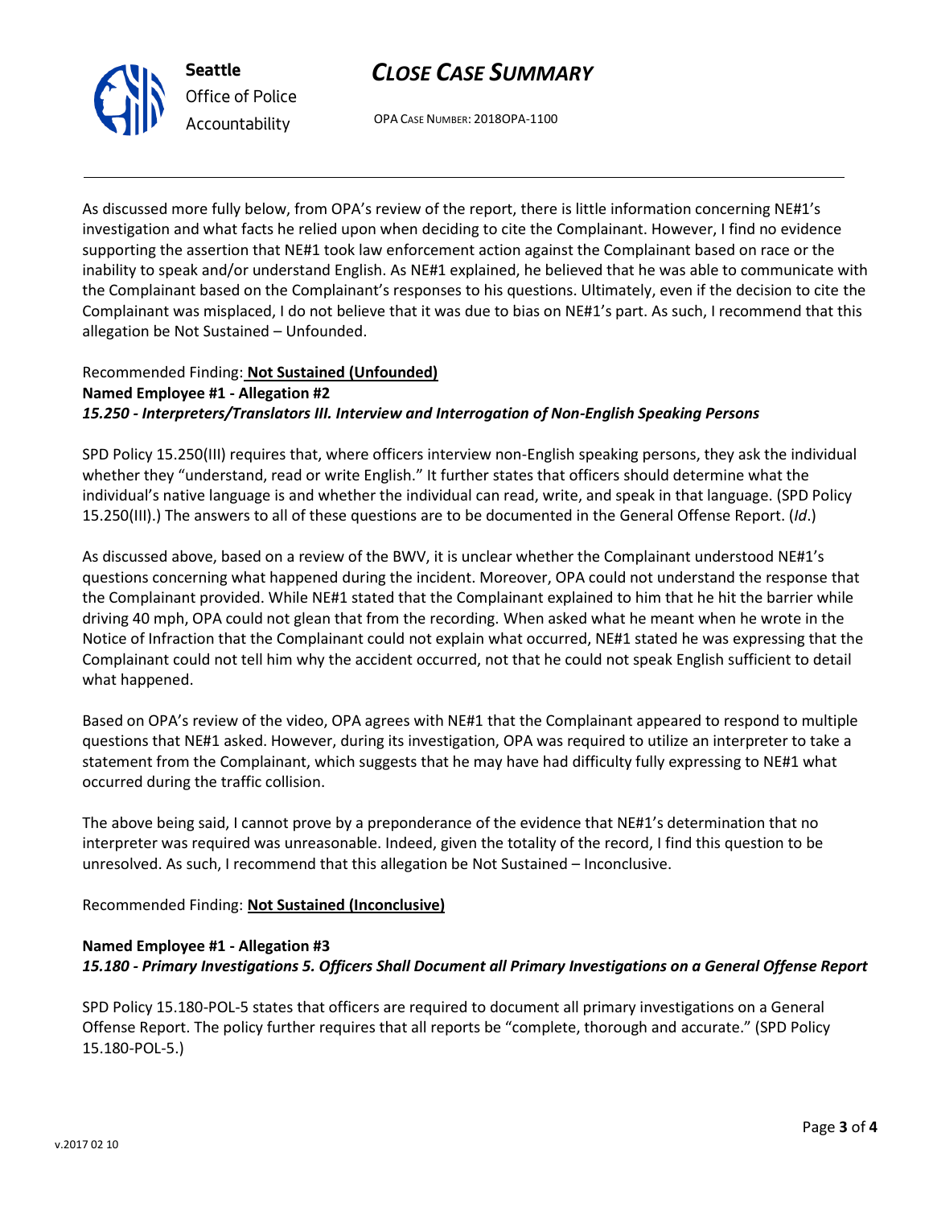As discussed more fully below, from OPA's review of the report, there is little information concerning NE#1's investigation and what facts he relied upon when deciding to cite the Complainant. However, I find no evidence supporting the assertion that NE#1 took law enforcement action against the Complainant based on race or the inability to speak and/or understand English. As NE#1 explained, he believed that he was able to communicate with the Complainant based on the Complainant's responses to his questions. Ultimately, even if the decision to cite the Complainant was misplaced, I do not believe that it was due to bias on NE#1's part. As such, I recommend that this allegation be Not Sustained – Unfounded.

Recommended Finding: **Not Sustained (Unfounded)**

**Named Employee #1 - Allegation #2**
***15.250 - Interpreters/Translators III. Interview and Interrogation of Non-English Speaking Persons***

SPD Policy 15.250(III) requires that, where officers interview non-English speaking persons, they ask the individual whether they "understand, read or write English." It further states that officers should determine what the individual's native language is and whether the individual can read, write, and speak in that language. (SPD Policy 15.250(III).) The answers to all of these questions are to be documented in the General Offense Report. (*Id*.)

As discussed above, based on a review of the BWV, it is unclear whether the Complainant understood NE#1's questions concerning what happened during the incident. Moreover, OPA could not understand the response that the Complainant provided. While NE#1 stated that the Complainant explained to him that he hit the barrier while driving 40 mph, OPA could not glean that from the recording. When asked what he meant when he wrote in the Notice of Infraction that the Complainant could not explain what occurred, NE#1 stated he was expressing that the Complainant could not tell him why the accident occurred, not that he could not speak English sufficient to detail what happened.

Based on OPA's review of the video, OPA agrees with NE#1 that the Complainant appeared to respond to multiple questions that NE#1 asked. However, during its investigation, OPA was required to utilize an interpreter to take a statement from the Complainant, which suggests that he may have had difficulty fully expressing to NE#1 what occurred during the traffic collision.

The above being said, I cannot prove by a preponderance of the evidence that NE#1's determination that no interpreter was required was unreasonable. Indeed, given the totality of the record, I find this question to be unresolved. As such, I recommend that this allegation be Not Sustained – Inconclusive.

Recommended Finding: **Not Sustained (Inconclusive)**

**Named Employee #1 - Allegation #3**
***15.180 - Primary Investigations 5. Officers Shall Document all Primary Investigations on a General Offense Report***

SPD Policy 15.180-POL-5 states that officers are required to document all primary investigations on a General Offense Report. The policy further requires that all reports be "complete, thorough and accurate." (SPD Policy 15.180-POL-5.)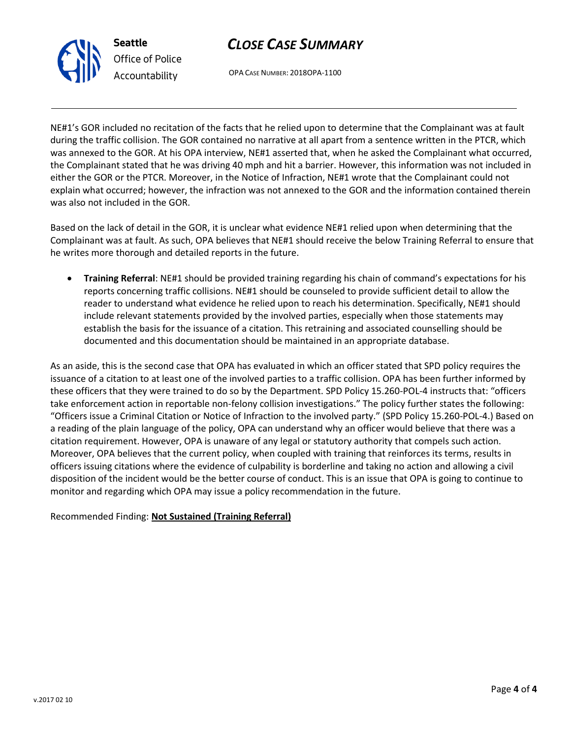NE#1's GOR included no recitation of the facts that he relied upon to determine that the Complainant was at fault during the traffic collision. The GOR contained no narrative at all apart from a sentence written in the PTCR, which was annexed to the GOR. At his OPA interview, NE#1 asserted that, when he asked the Complainant what occurred, the Complainant stated that he was driving 40 mph and hit a barrier. However, this information was not included in either the GOR or the PTCR. Moreover, in the Notice of Infraction, NE#1 wrote that the Complainant could not explain what occurred; however, the infraction was not annexed to the GOR and the information contained therein was also not included in the GOR.

Based on the lack of detail in the GOR, it is unclear what evidence NE#1 relied upon when determining that the Complainant was at fault. As such, OPA believes that NE#1 should receive the below Training Referral to ensure that he writes more thorough and detailed reports in the future.

- **Training Referral**: NE#1 should be provided training regarding his chain of command's expectations for his reports concerning traffic collisions. NE#1 should be counseled to provide sufficient detail to allow the reader to understand what evidence he relied upon to reach his determination. Specifically, NE#1 should include relevant statements provided by the involved parties, especially when those statements may establish the basis for the issuance of a citation. This retraining and associated counselling should be documented and this documentation should be maintained in an appropriate database.

As an aside, this is the second case that OPA has evaluated in which an officer stated that SPD policy requires the issuance of a citation to at least one of the involved parties to a traffic collision. OPA has been further informed by these officers that they were trained to do so by the Department. SPD Policy 15.260-POL-4 instructs that: "officers take enforcement action in reportable non-felony collision investigations." The policy further states the following: "Officers issue a Criminal Citation or Notice of Infraction to the involved party." (SPD Policy 15.260-POL-4.) Based on a reading of the plain language of the policy, OPA can understand why an officer would believe that there was a citation requirement. However, OPA is unaware of any legal or statutory authority that compels such action. Moreover, OPA believes that the current policy, when coupled with training that reinforces its terms, results in officers issuing citations where the evidence of culpability is borderline and taking no action and allowing a civil disposition of the incident would be the better course of conduct. This is an issue that OPA is going to continue to monitor and regarding which OPA may issue a policy recommendation in the future.

Recommended Finding: **Not Sustained (Training Referral)**